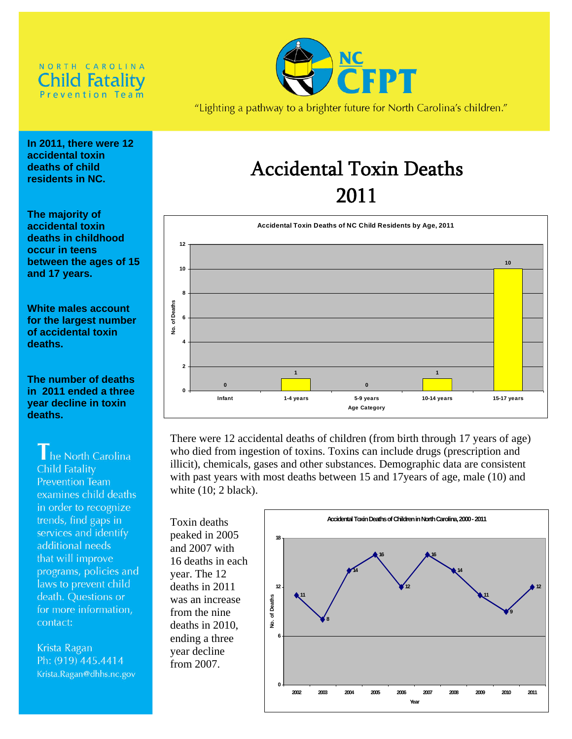NORTH CAROLINA
**Child Fatality**
Prevention Team

**NC CFPT**

"Lighting a pathway to a brighter future for North Carolina's children."

# Accidental Toxin Deaths 2011

**In 2011, there were 12 accidental toxin deaths of child residents in NC.**

**The majority of accidental toxin deaths in childhood occur in teens between the ages of 15 and 17 years.**

**White males account for the largest number of accidental toxin deaths.**

**The number of deaths in 2011 ended a three year decline in toxin deaths.**

The North Carolina Child Fatality Prevention Team examines child deaths in order to recognize trends, find gaps in services and identify additional needs that will improve programs, policies and laws to prevent child death. Questions or for more information, contact:

Krista Ragan
Ph: (919) 445.4414
Krista.Ragan@dhhs.nc.gov

**Accidental Toxin Deaths of NC Child Residents by Age, 2011**

| Age Category | No. of Deaths |
|---|---|
| Infant | 0 |
| 1-4 years | 1 |
| 5-9 years | 0 |
| 10-14 years | 1 |
| 15-17 years | 10 |

There were 12 accidental deaths of children (from birth through 17 years of age) who died from ingestion of toxins. Toxins can include drugs (prescription and illicit), chemicals, gases and other substances. Demographic data are consistent with past years with most deaths between 15 and 17years of age, male (10) and white (10; 2 black).

Toxin deaths peaked in 2005 and 2007 with 16 deaths in each year. The 12 deaths in 2011 was an increase from the nine deaths in 2010, ending a three year decline from 2007.

**Accidental Toxin Deaths of Children in North Carolina, 2000 - 2011**

| Year | No. of Deaths |
|---|---|
| 2002 | 11 |
| 2003 | 8 |
| 2004 | 14 |
| 2005 | 16 |
| 2006 | 12 |
| 2007 | 16 |
| 2008 | 14 |
| 2009 | 11 |
| 2010 | 9 |
| 2011 | 12 |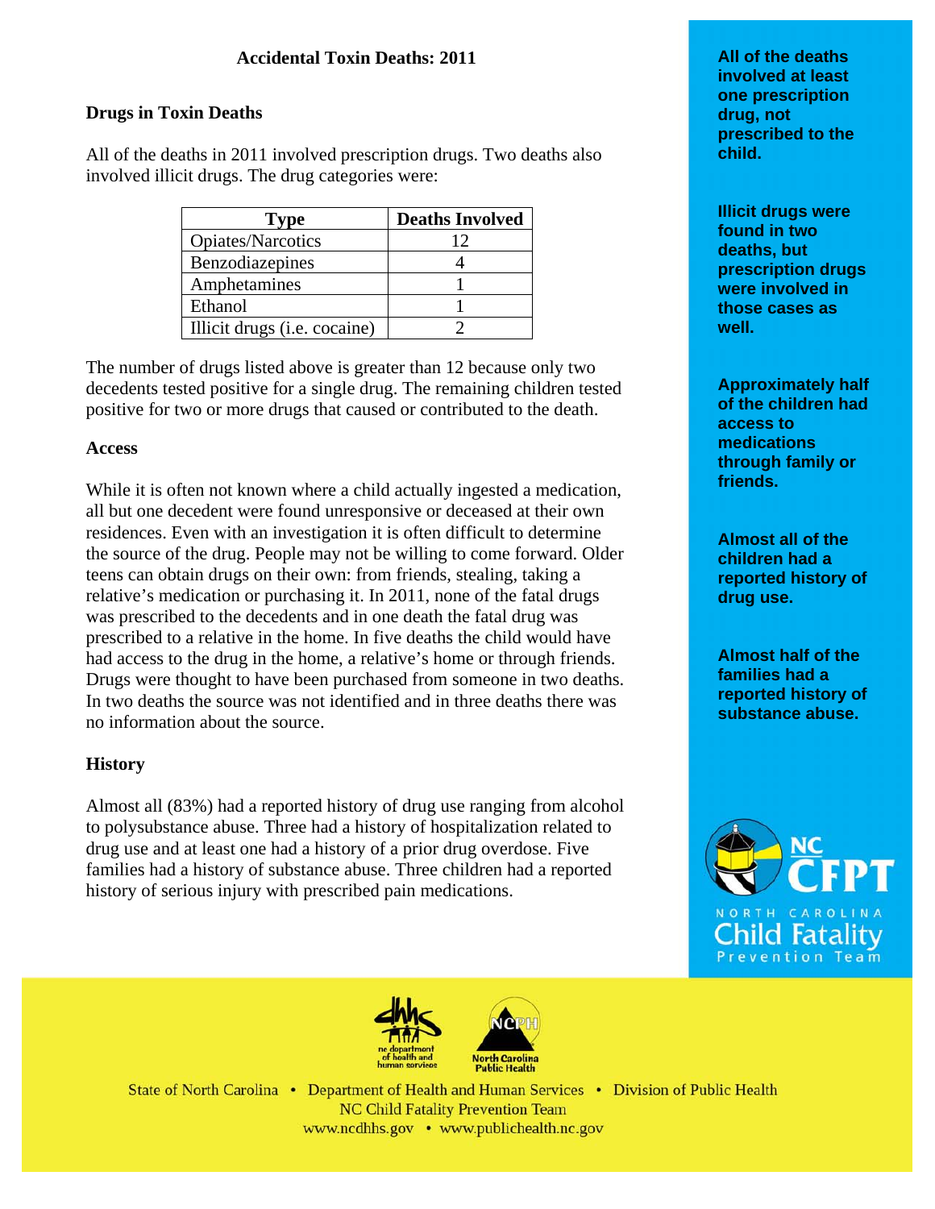## Accidental Toxin Deaths: 2011

### Drugs in Toxin Deaths

All of the deaths in 2011 involved prescription drugs. Two deaths also involved illicit drugs. The drug categories were:

| Type | Deaths Involved |
|---|---|
| Opiates/Narcotics | 12 |
| Benzodiazepines | 4 |
| Amphetamines | 1 |
| Ethanol | 1 |
| Illicit drugs (i.e. cocaine) | 2 |

The number of drugs listed above is greater than 12 because only two decedents tested positive for a single drug. The remaining children tested positive for two or more drugs that caused or contributed to the death.

### Access

While it is often not known where a child actually ingested a medication, all but one decedent were found unresponsive or deceased at their own residences. Even with an investigation it is often difficult to determine the source of the drug. People may not be willing to come forward. Older teens can obtain drugs on their own: from friends, stealing, taking a relative's medication or purchasing it. In 2011, none of the fatal drugs was prescribed to the decedents and in one death the fatal drug was prescribed to a relative in the home. In five deaths the child would have had access to the drug in the home, a relative's home or through friends. Drugs were thought to have been purchased from someone in two deaths. In two deaths the source was not identified and in three deaths there was no information about the source.

### History

Almost all (83%) had a reported history of drug use ranging from alcohol to polysubstance abuse. Three had a history of hospitalization related to drug use and at least one had a history of a prior drug overdose. Five families had a history of substance abuse. Three children had a reported history of serious injury with prescribed pain medications.

**All of the deaths involved at least one prescription drug, not prescribed to the child.**

**Illicit drugs were found in two deaths, but prescription drugs were involved in those cases as well.**

**Approximately half of the children had access to medications through family or friends.**

**Almost all of the children had a reported history of drug use.**

**Almost half of the families had a reported history of substance abuse.**

NC CFPT
NORTH CAROLINA
Child Fatality
Prevention Team

State of North Carolina • Department of Health and Human Services • Division of Public Health
NC Child Fatality Prevention Team
www.ncdhhs.gov • www.publichealth.nc.gov